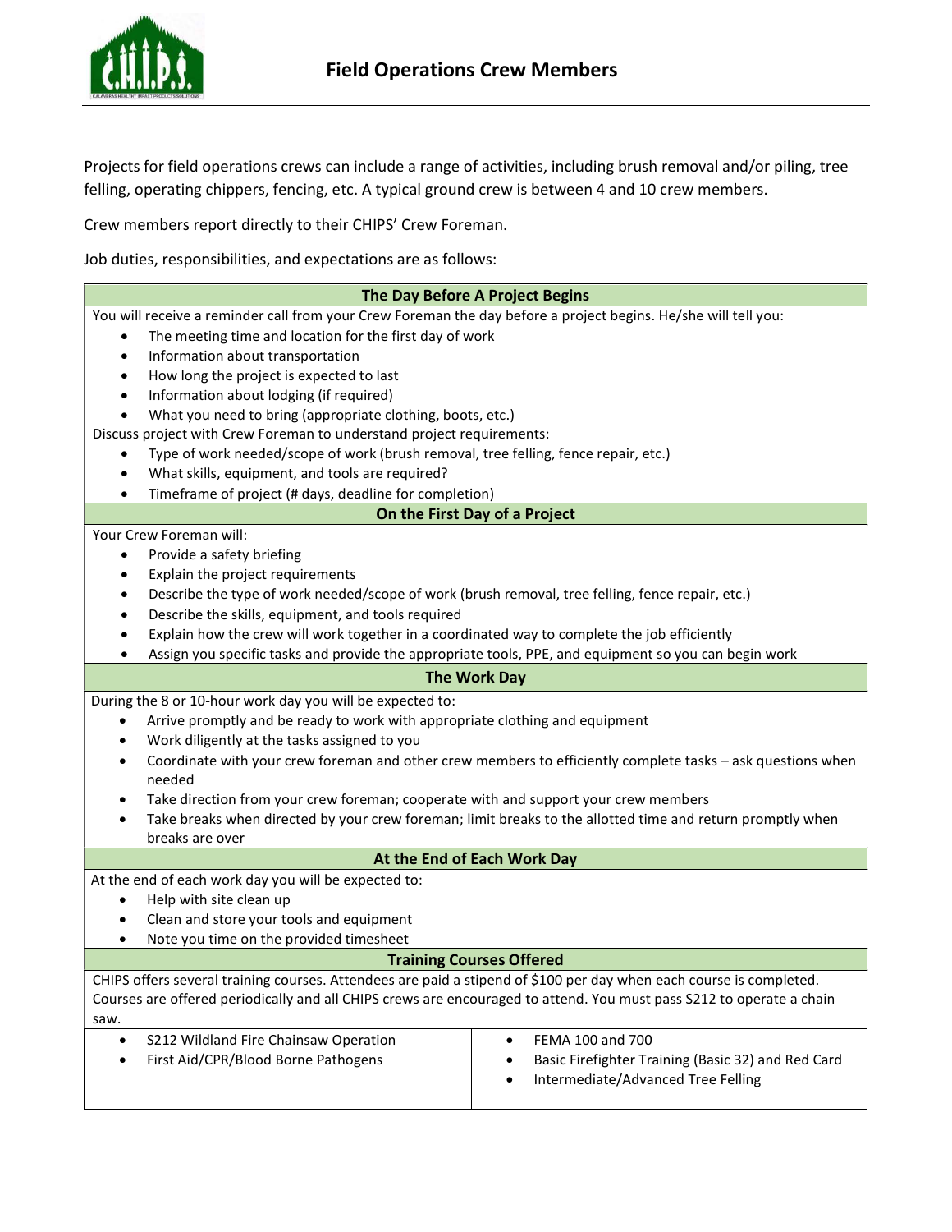# Field Operations Crew Members

Projects for field operations crews can include a range of activities, including brush removal and/or piling, tree felling, operating chippers, fencing, etc. A typical ground crew is between 4 and 10 crew members.

Crew members report directly to their CHIPS' Crew Foreman.

Job duties, responsibilities, and expectations are as follows:

### The Day Before A Project Begins

You will receive a reminder call from your Crew Foreman the day before a project begins. He/she will tell you:

- The meeting time and location for the first day of work
- Information about transportation
- How long the project is expected to last
- Information about lodging (if required)
- What you need to bring (appropriate clothing, boots, etc.)

Discuss project with Crew Foreman to understand project requirements:

- Type of work needed/scope of work (brush removal, tree felling, fence repair, etc.)
- What skills, equipment, and tools are required?
- Timeframe of project (# days, deadline for completion)

### On the First Day of a Project

Your Crew Foreman will:

- Provide a safety briefing
- Explain the project requirements
- Describe the type of work needed/scope of work (brush removal, tree felling, fence repair, etc.)
- Describe the skills, equipment, and tools required
- Explain how the crew will work together in a coordinated way to complete the job efficiently
- Assign you specific tasks and provide the appropriate tools, PPE, and equipment so you can begin work

### The Work Day

During the 8 or 10-hour work day you will be expected to:

- Arrive promptly and be ready to work with appropriate clothing and equipment
- Work diligently at the tasks assigned to you
- Coordinate with your crew foreman and other crew members to efficiently complete tasks – ask questions when needed
- Take direction from your crew foreman; cooperate with and support your crew members
- Take breaks when directed by your crew foreman; limit breaks to the allotted time and return promptly when breaks are over

### At the End of Each Work Day

At the end of each work day you will be expected to:

- Help with site clean up
- Clean and store your tools and equipment
- Note you time on the provided timesheet

### Training Courses Offered

CHIPS offers several training courses. Attendees are paid a stipend of $100 per day when each course is completed. Courses are offered periodically and all CHIPS crews are encouraged to attend. You must pass S212 to operate a chain saw.

- S212 Wildland Fire Chainsaw Operation
- First Aid/CPR/Blood Borne Pathogens
- FEMA 100 and 700
- Basic Firefighter Training (Basic 32) and Red Card
- Intermediate/Advanced Tree Felling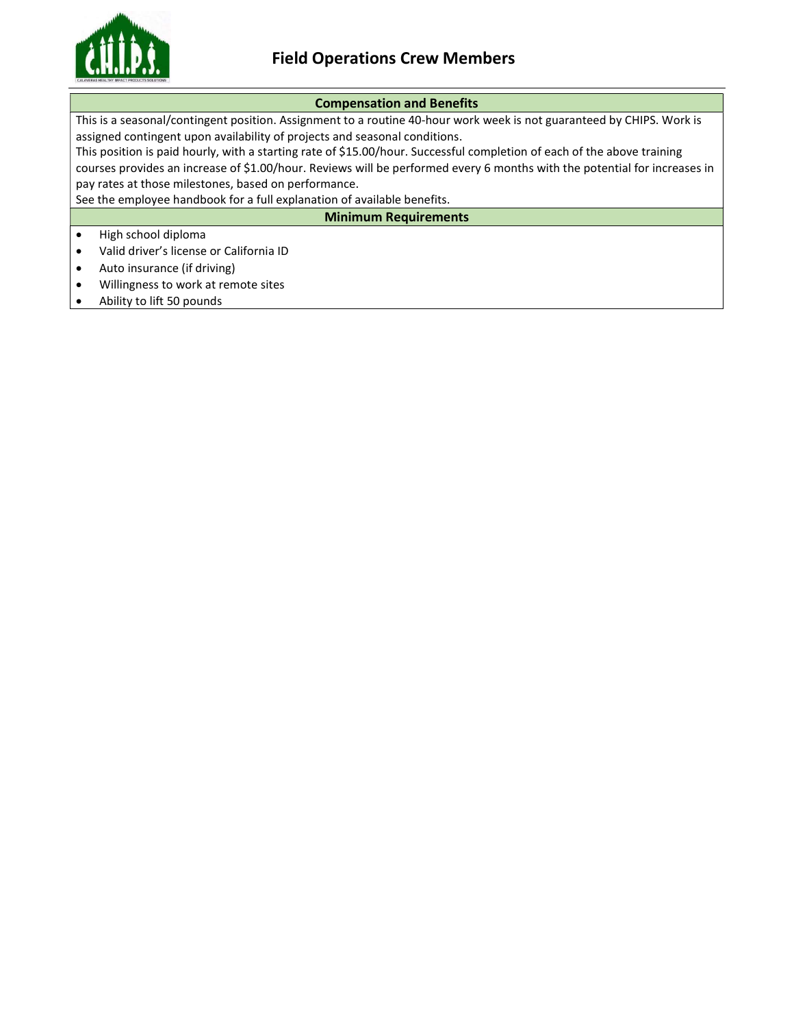# Field Operations Crew Members

## Compensation and Benefits

This is a seasonal/contingent position. Assignment to a routine 40-hour work week is not guaranteed by CHIPS. Work is assigned contingent upon availability of projects and seasonal conditions.

This position is paid hourly, with a starting rate of $15.00/hour. Successful completion of each of the above training courses provides an increase of $1.00/hour. Reviews will be performed every 6 months with the potential for increases in pay rates at those milestones, based on performance.

See the employee handbook for a full explanation of available benefits.

## Minimum Requirements

- High school diploma
- Valid driver's license or California ID
- Auto insurance (if driving)
- Willingness to work at remote sites
- Ability to lift 50 pounds